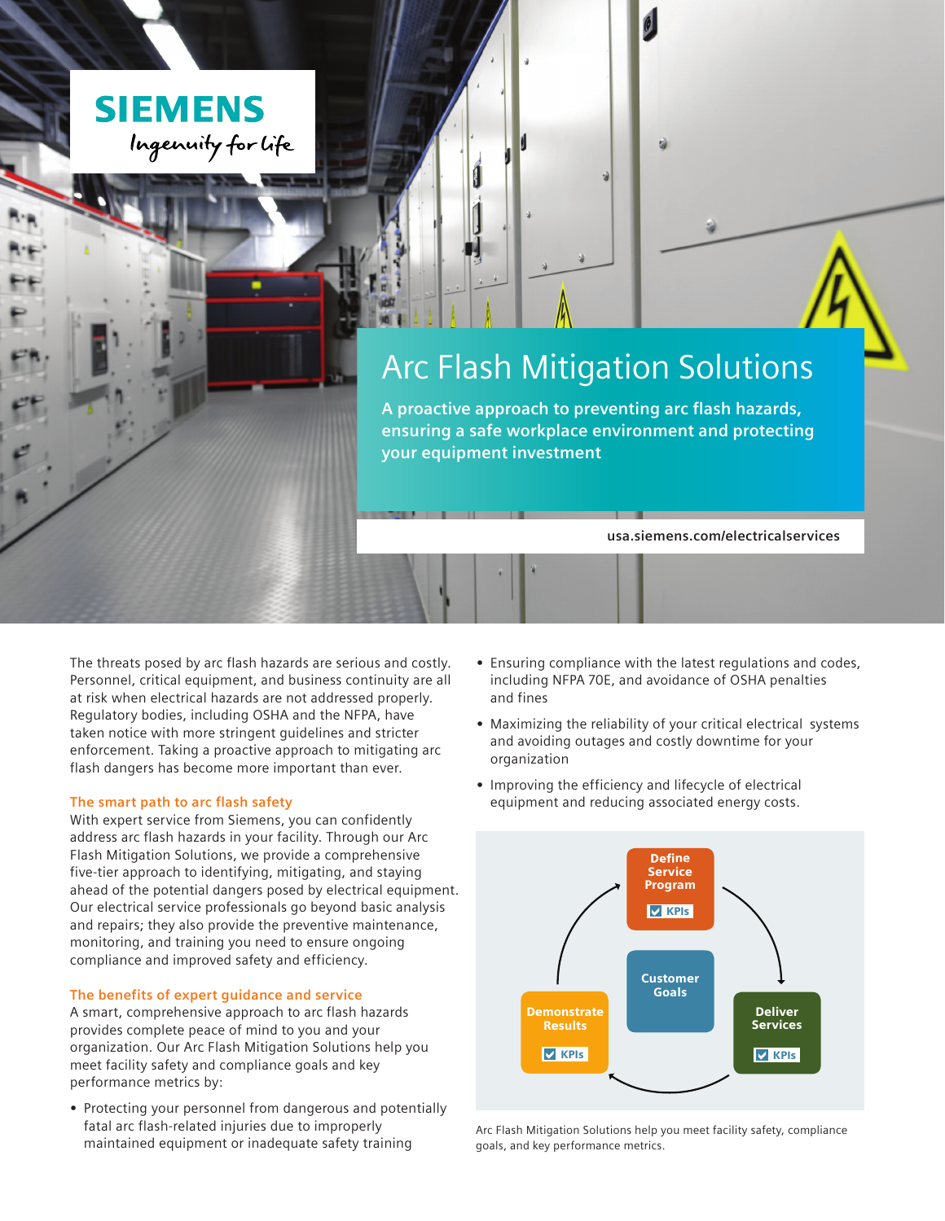SIEMENS

Ingenuity for life

# Arc Flash Mitigation Solutions

**A proactive approach to preventing arc flash hazards, ensuring a safe workplace environment and protecting your equipment investment**

usa.siemens.com/electricalservices

The threats posed by arc flash hazards are serious and costly. Personnel, critical equipment, and business continuity are all at risk when electrical hazards are not addressed properly. Regulatory bodies, including OSHA and the NFPA, have taken notice with more stringent guidelines and stricter enforcement. Taking a proactive approach to mitigating arc flash dangers has become more important than ever.

### The smart path to arc flash safety

With expert service from Siemens, you can confidently address arc flash hazards in your facility. Through our Arc Flash Mitigation Solutions, we provide a comprehensive five-tier approach to identifying, mitigating, and staying ahead of the potential dangers posed by electrical equipment. Our electrical service professionals go beyond basic analysis and repairs; they also provide the preventive maintenance, monitoring, and training you need to ensure ongoing compliance and improved safety and efficiency.

### The benefits of expert guidance and service

A smart, comprehensive approach to arc flash hazards provides complete peace of mind to you and your organization. Our Arc Flash Mitigation Solutions help you meet facility safety and compliance goals and key performance metrics by:

- Protecting your personnel from dangerous and potentially fatal arc flash-related injuries due to improperly maintained equipment or inadequate safety training
- Ensuring compliance with the latest regulations and codes, including NFPA 70E, and avoidance of OSHA penalties and fines
- Maximizing the reliability of your critical electrical systems and avoiding outages and costly downtime for your organization
- Improving the efficiency and lifecycle of electrical equipment and reducing associated energy costs.

Define Service Program – KPIs

Customer Goals

Deliver Services – KPIs

Demonstrate Results – KPIs

Arc Flash Mitigation Solutions help you meet facility safety, compliance goals, and key performance metrics.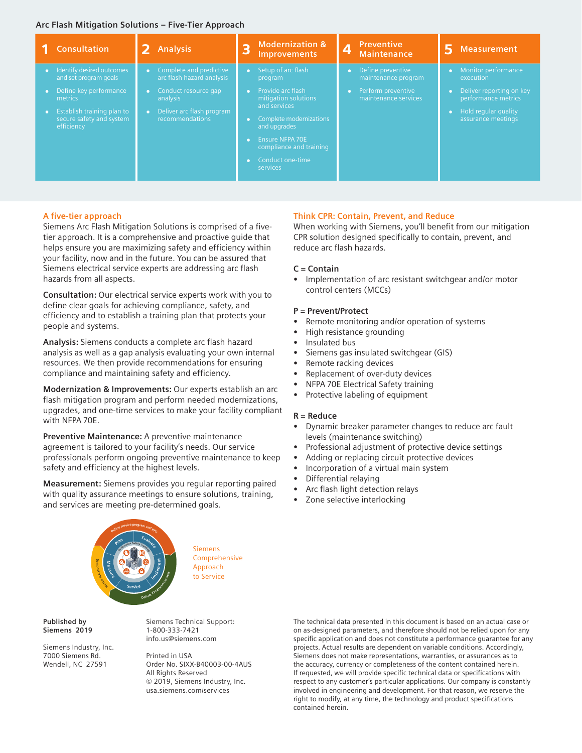## Arc Flash Mitigation Solutions – Five-Tier Approach

| 1 Consultation | 2 Analysis | 3 Modernization & Improvements | 4 Preventive Maintenance | 5 Measurement |
|---|---|---|---|---|
| • Identify desired outcomes and set program goals<br>• Define key performance metrics<br>• Establish training plan to secure safety and system efficiency | • Complete and predictive arc flash hazard analysis<br>• Conduct resource gap analysis<br>• Deliver arc flash program recommendations | • Setup of arc flash program<br>• Provide arc flash mitigation solutions and services<br>• Complete modernizations and upgrades<br>• Ensure NFPA 70E compliance and training<br>• Conduct one-time services | • Define preventive maintenance program<br>• Perform preventive maintenance services | • Monitor performance execution<br>• Deliver reporting on key performance metrics<br>• Hold regular quality assurance meetings |

### A five-tier approach

Siemens Arc Flash Mitigation Solutions is comprised of a five-tier approach. It is a comprehensive and proactive guide that helps ensure you are maximizing safety and efficiency within your facility, now and in the future. You can be assured that Siemens electrical service experts are addressing arc flash hazards from all aspects.

**Consultation:** Our electrical service experts work with you to define clear goals for achieving compliance, safety, and efficiency and to establish a training plan that protects your people and systems.

**Analysis:** Siemens conducts a complete arc flash hazard analysis as well as a gap analysis evaluating your own internal resources. We then provide recommendations for ensuring compliance and maintaining safety and efficiency.

**Modernization & Improvements:** Our experts establish an arc flash mitigation program and perform needed modernizations, upgrades, and one-time services to make your facility compliant with NFPA 70E.

**Preventive Maintenance:** A preventive maintenance agreement is tailored to your facility's needs. Our service professionals perform ongoing preventive maintenance to keep safety and efficiency at the highest levels.

**Measurement:** Siemens provides you regular reporting paired with quality assurance meetings to ensure solutions, training, and services are meeting pre-determined goals.

### Think CPR: Contain, Prevent, and Reduce

When working with Siemens, you'll benefit from our mitigation CPR solution designed specifically to contain, prevent, and reduce arc flash hazards.

**C = Contain**

- Implementation of arc resistant switchgear and/or motor control centers (MCCs)

**P = Prevent/Protect**

- Remote monitoring and/or operation of systems
- High resistance grounding
- Insulated bus
- Siemens gas insulated switchgear (GIS)
- Remote racking devices
- Replacement of over-duty devices
- NFPA 70E Electrical Safety training
- Protective labeling of equipment

**R = Reduce**

- Dynamic breaker parameter changes to reduce arc fault levels (maintenance switching)
- Professional adjustment of protective device settings
- Adding or replacing circuit protective devices
- Incorporation of a virtual main system
- Differential relaying
- Arc flash light detection relays
- Zone selective interlocking

Define service program and KPIs
Plan
Evaluate
Continuous Safety Training
Measure
Implement
Service
Demonstrate results
Deliver KPI-driven services

Siemens Comprehensive Approach to Service

**Published by Siemens 2019**

Siemens Industry, Inc.
7000 Siemens Rd.
Wendell, NC 27591

Siemens Technical Support:
1-800-333-7421
info.us@siemens.com

Printed in USA
Order No. SIXX-B40003-00-4AUS
All Rights Reserved
© 2019, Siemens Industry, Inc.
usa.siemens.com/services

The technical data presented in this document is based on an actual case or on as-designed parameters, and therefore should not be relied upon for any specific application and does not constitute a performance guarantee for any projects. Actual results are dependent on variable conditions. Accordingly, Siemens does not make representations, warranties, or assurances as to the accuracy, currency or completeness of the content contained herein. If requested, we will provide specific technical data or specifications with respect to any customer's particular applications. Our company is constantly involved in engineering and development. For that reason, we reserve the right to modify, at any time, the technology and product specifications contained herein.